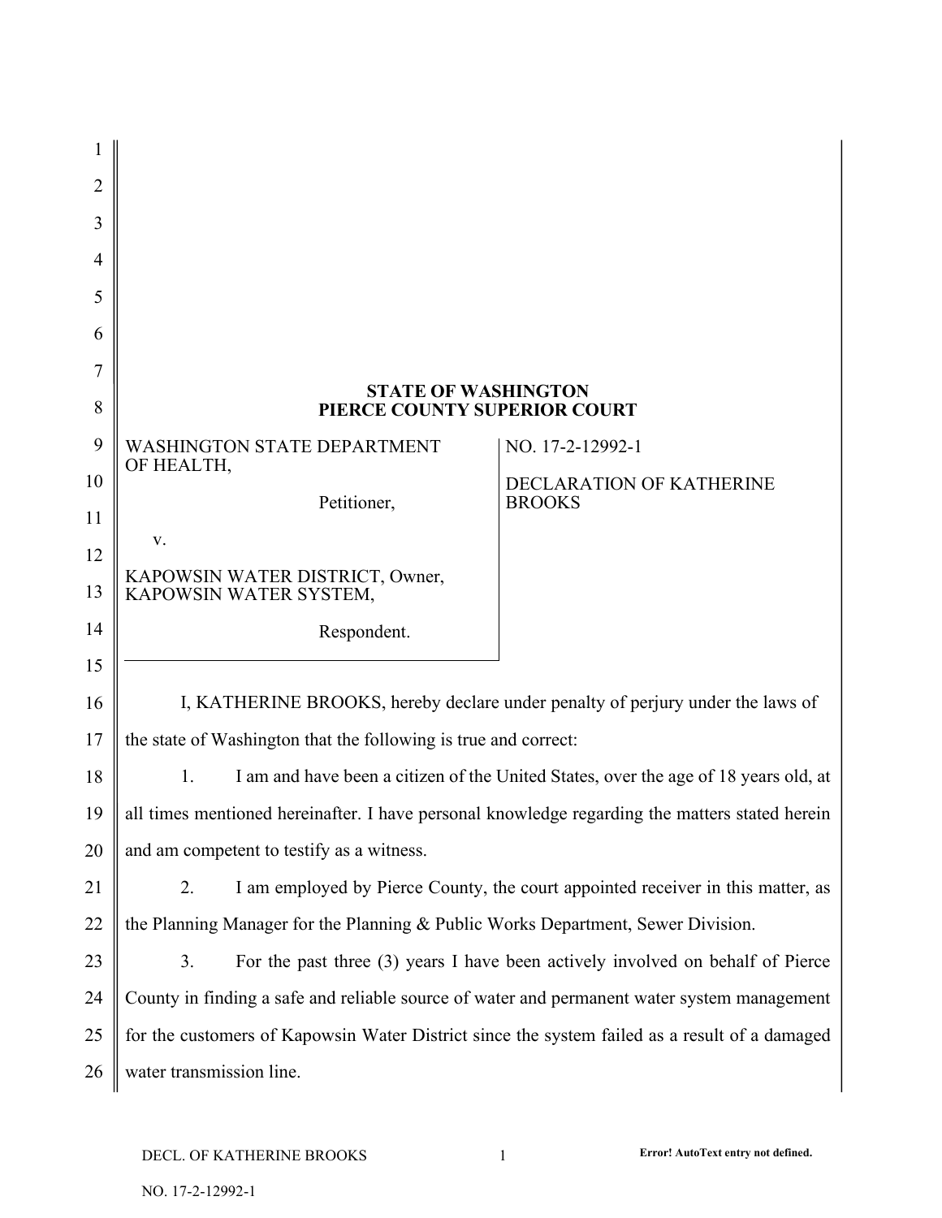**STATE OF WASHINGTON**
**PIERCE COUNTY SUPERIOR COURT**

| | |
|---|---|
| WASHINGTON STATE DEPARTMENT OF HEALTH,<br><br>Petitioner,<br><br>v.<br><br>KAPOWSIN WATER DISTRICT, Owner, KAPOWSIN WATER SYSTEM,<br><br>Respondent. | NO. 17-2-12992-1<br><br>DECLARATION OF KATHERINE BROOKS |

I, KATHERINE BROOKS, hereby declare under penalty of perjury under the laws of the state of Washington that the following is true and correct:

1. I am and have been a citizen of the United States, over the age of 18 years old, at all times mentioned hereinafter. I have personal knowledge regarding the matters stated herein and am competent to testify as a witness.

2. I am employed by Pierce County, the court appointed receiver in this matter, as the Planning Manager for the Planning & Public Works Department, Sewer Division.

3. For the past three (3) years I have been actively involved on behalf of Pierce County in finding a safe and reliable source of water and permanent water system management for the customers of Kapowsin Water District since the system failed as a result of a damaged water transmission line.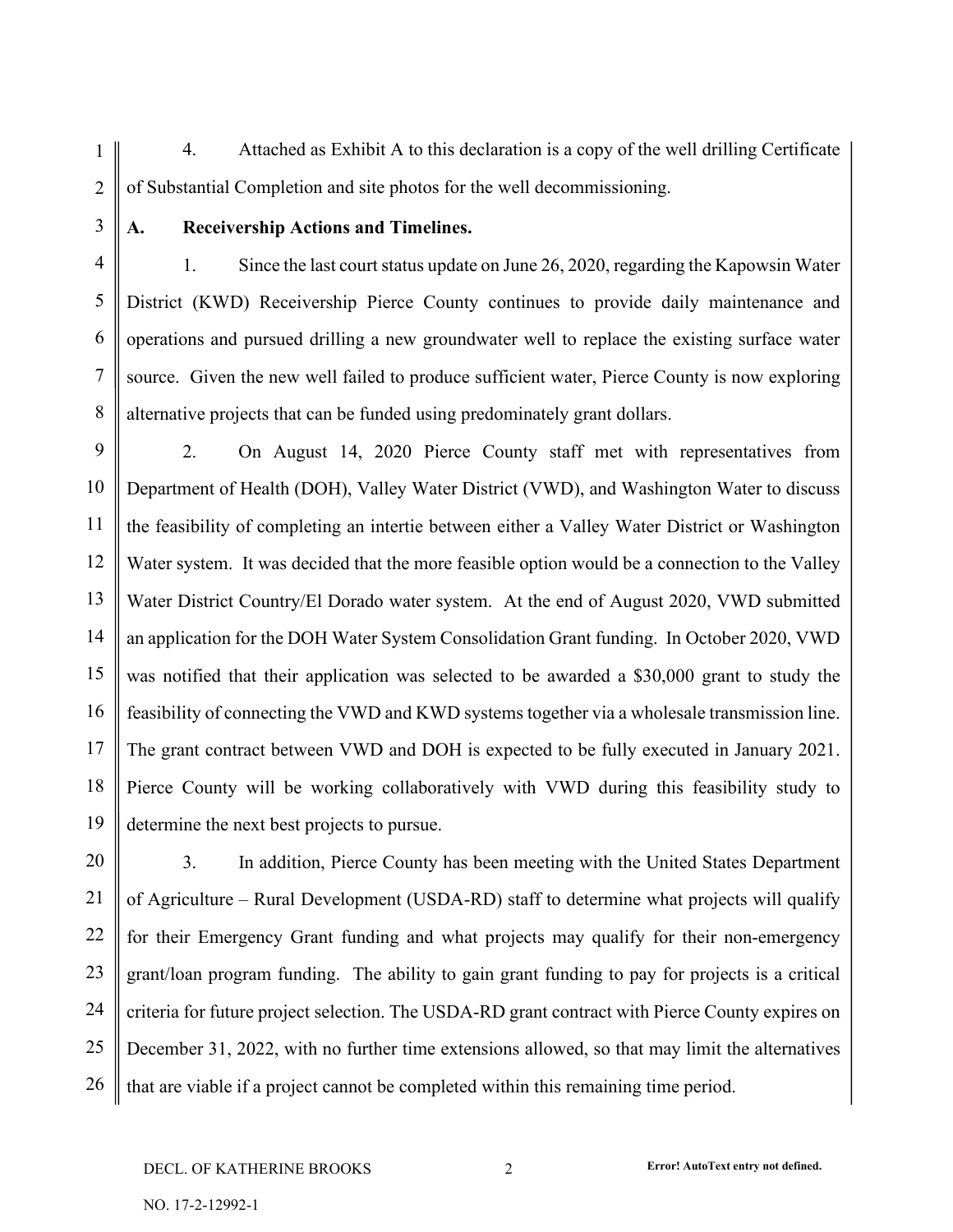4. Attached as Exhibit A to this declaration is a copy of the well drilling Certificate of Substantial Completion and site photos for the well decommissioning.

**A. Receivership Actions and Timelines.**

1. Since the last court status update on June 26, 2020, regarding the Kapowsin Water District (KWD) Receivership Pierce County continues to provide daily maintenance and operations and pursued drilling a new groundwater well to replace the existing surface water source. Given the new well failed to produce sufficient water, Pierce County is now exploring alternative projects that can be funded using predominately grant dollars.

2. On August 14, 2020 Pierce County staff met with representatives from Department of Health (DOH), Valley Water District (VWD), and Washington Water to discuss the feasibility of completing an intertie between either a Valley Water District or Washington Water system. It was decided that the more feasible option would be a connection to the Valley Water District Country/El Dorado water system. At the end of August 2020, VWD submitted an application for the DOH Water System Consolidation Grant funding. In October 2020, VWD was notified that their application was selected to be awarded a $30,000 grant to study the feasibility of connecting the VWD and KWD systems together via a wholesale transmission line. The grant contract between VWD and DOH is expected to be fully executed in January 2021. Pierce County will be working collaboratively with VWD during this feasibility study to determine the next best projects to pursue.

3. In addition, Pierce County has been meeting with the United States Department of Agriculture – Rural Development (USDA-RD) staff to determine what projects will qualify for their Emergency Grant funding and what projects may qualify for their non-emergency grant/loan program funding. The ability to gain grant funding to pay for projects is a critical criteria for future project selection. The USDA-RD grant contract with Pierce County expires on December 31, 2022, with no further time extensions allowed, so that may limit the alternatives that are viable if a project cannot be completed within this remaining time period.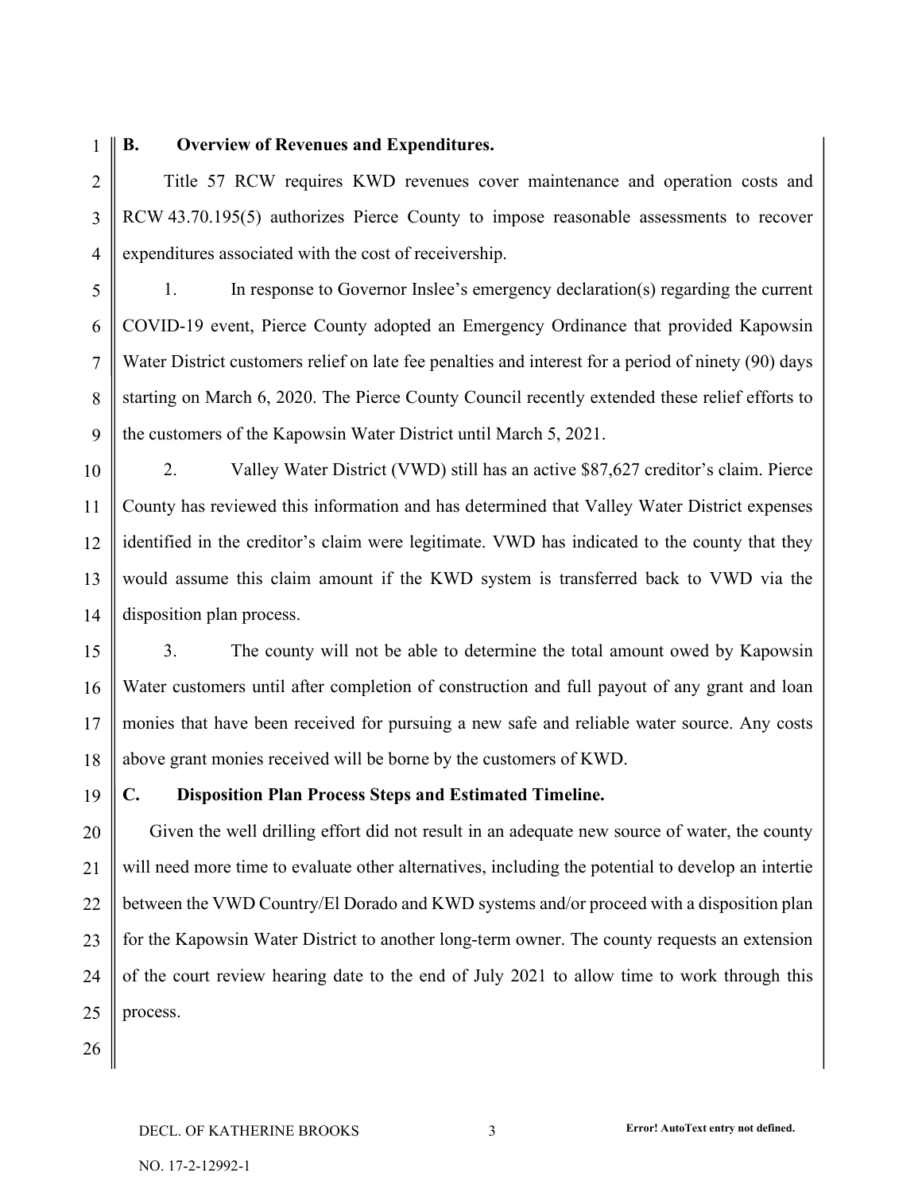## B. Overview of Revenues and Expenditures.

Title 57 RCW requires KWD revenues cover maintenance and operation costs and RCW 43.70.195(5) authorizes Pierce County to impose reasonable assessments to recover expenditures associated with the cost of receivership.

1. In response to Governor Inslee's emergency declaration(s) regarding the current COVID-19 event, Pierce County adopted an Emergency Ordinance that provided Kapowsin Water District customers relief on late fee penalties and interest for a period of ninety (90) days starting on March 6, 2020. The Pierce County Council recently extended these relief efforts to the customers of the Kapowsin Water District until March 5, 2021.

2. Valley Water District (VWD) still has an active $87,627 creditor's claim. Pierce County has reviewed this information and has determined that Valley Water District expenses identified in the creditor's claim were legitimate. VWD has indicated to the county that they would assume this claim amount if the KWD system is transferred back to VWD via the disposition plan process.

3. The county will not be able to determine the total amount owed by Kapowsin Water customers until after completion of construction and full payout of any grant and loan monies that have been received for pursuing a new safe and reliable water source. Any costs above grant monies received will be borne by the customers of KWD.

## C. Disposition Plan Process Steps and Estimated Timeline.

Given the well drilling effort did not result in an adequate new source of water, the county will need more time to evaluate other alternatives, including the potential to develop an intertie between the VWD Country/El Dorado and KWD systems and/or proceed with a disposition plan for the Kapowsin Water District to another long-term owner. The county requests an extension of the court review hearing date to the end of July 2021 to allow time to work through this process.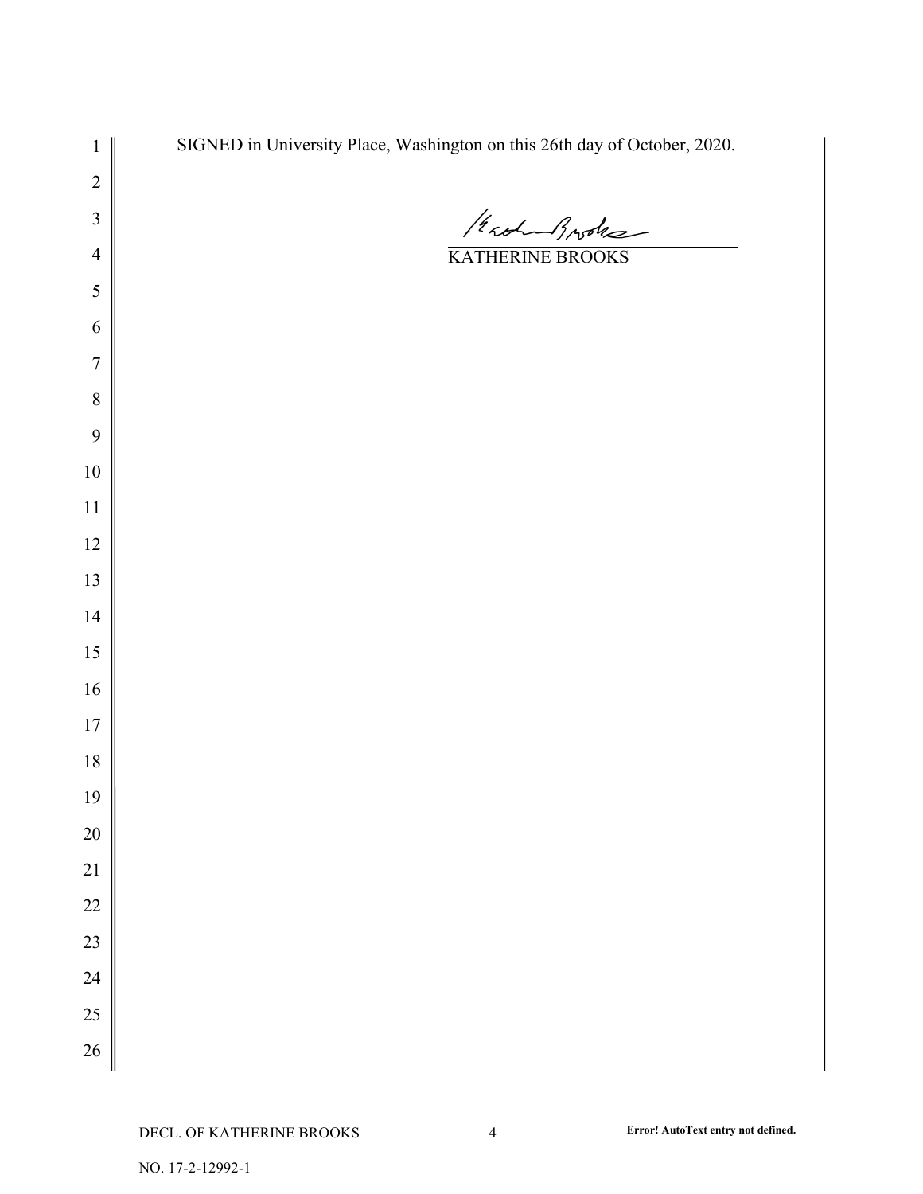SIGNED in University Place, Washington on this 26th day of October, 2020.

KATHERINE BROOKS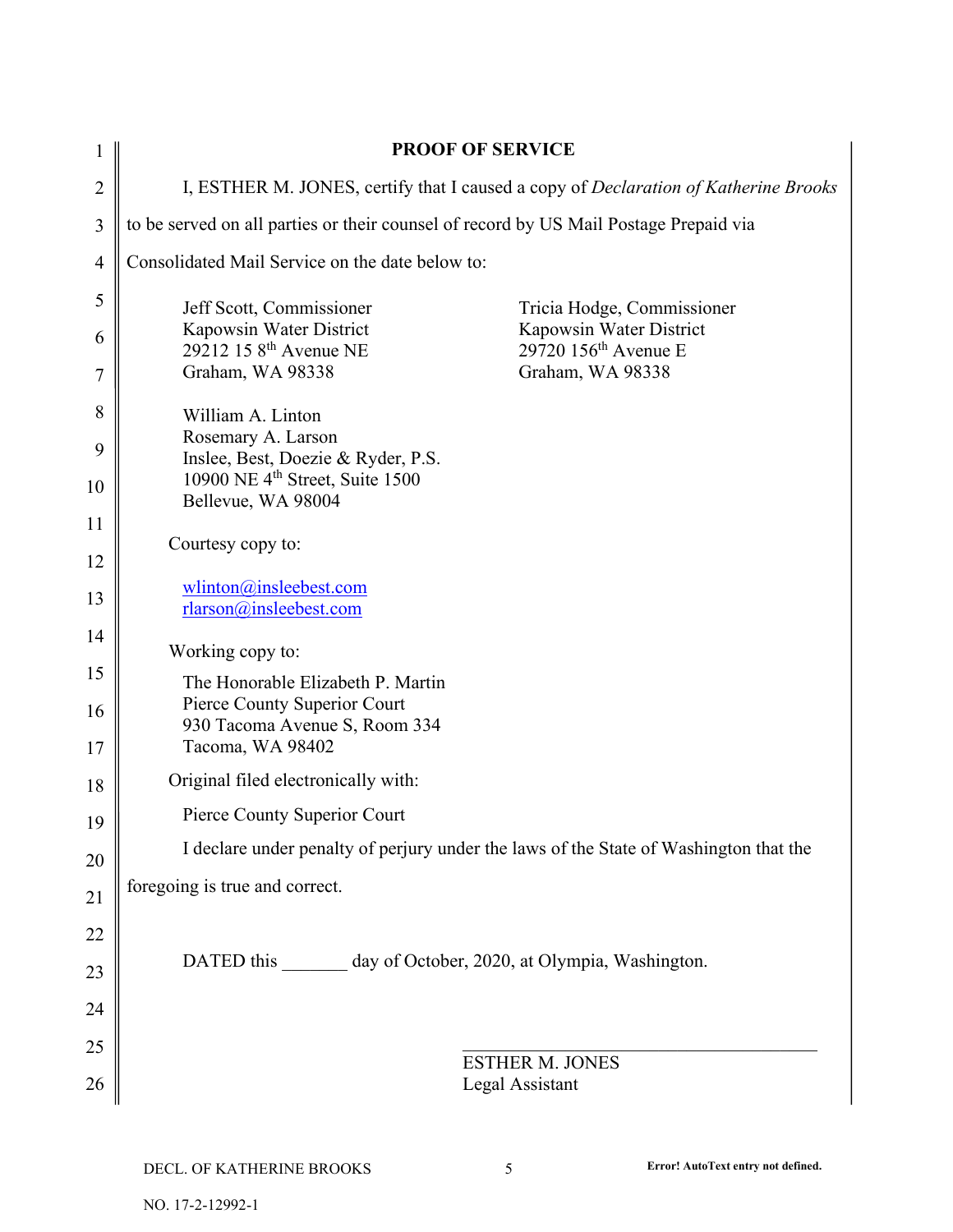## PROOF OF SERVICE

I, ESTHER M. JONES, certify that I caused a copy of *Declaration of Katherine Brooks* to be served on all parties or their counsel of record by US Mail Postage Prepaid via Consolidated Mail Service on the date below to:

Jeff Scott, Commissioner
Kapowsin Water District
29212 15 8th Avenue NE
Graham, WA 98338

Tricia Hodge, Commissioner
Kapowsin Water District
29720 156th Avenue E
Graham, WA 98338

William A. Linton
Rosemary A. Larson
Inslee, Best, Doezie & Ryder, P.S.
10900 NE 4th Street, Suite 1500
Bellevue, WA 98004

Courtesy copy to:

wlinton@insleebest.com
rlarson@insleebest.com

Working copy to:

The Honorable Elizabeth P. Martin
Pierce County Superior Court
930 Tacoma Avenue S, Room 334
Tacoma, WA 98402

Original filed electronically with:

Pierce County Superior Court

I declare under penalty of perjury under the laws of the State of Washington that the foregoing is true and correct.

DATED this _______ day of October, 2020, at Olympia, Washington.

\_\_\_\_\_\_\_\_\_\_\_\_\_\_\_\_\_\_\_\_\_\_\_\_\_\_\_\_\_\_\_\_\_\_\_\_\_\_\_\_
ESTHER M. JONES
Legal Assistant

DECL. OF KATHERINE BROOKS
NO. 17-2-12992-1

Error! AutoText entry not defined.